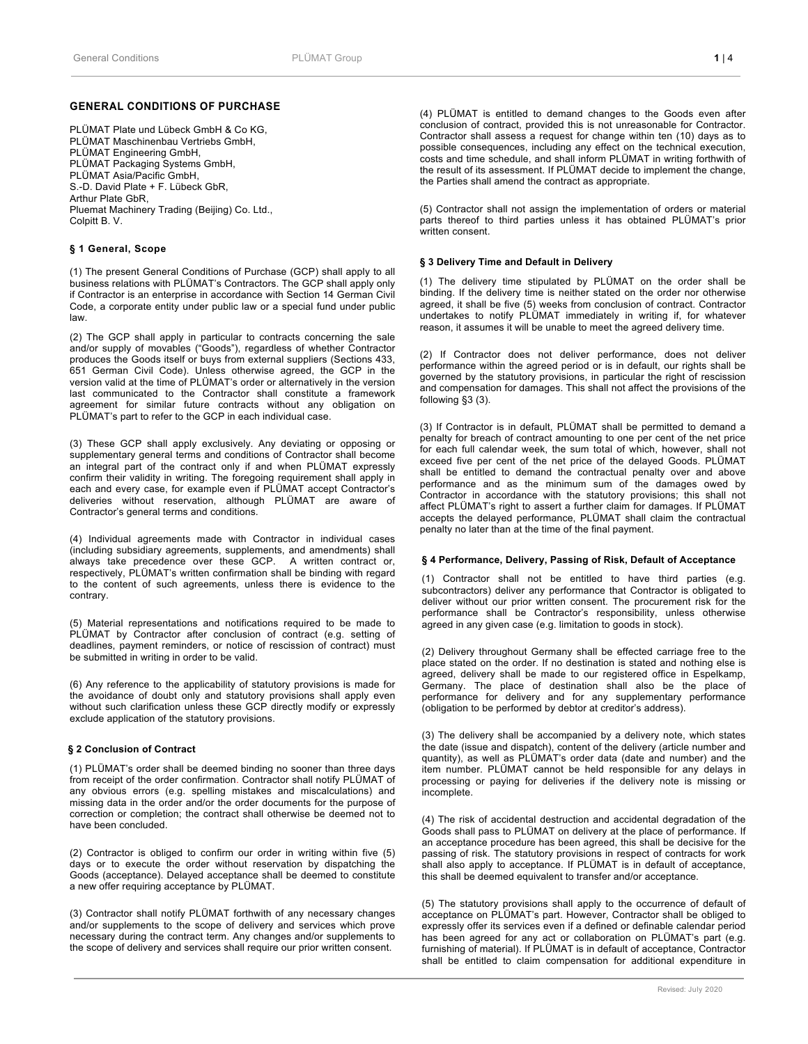## GENERAL CONDITIONS OF PURCHASE

PLÜMAT Plate und Lübeck GmbH & Co KG,
PLÜMAT Maschinenbau Vertriebs GmbH,
PLÜMAT Engineering GmbH,
PLÜMAT Packaging Systems GmbH,
PLÜMAT Asia/Pacific GmbH,
S.-D. David Plate + F. Lübeck GbR,
Arthur Plate GbR,
Pluemat Machinery Trading (Beijing) Co. Ltd.,
Colpitt B. V.

### § 1 General, Scope

(1) The present General Conditions of Purchase (GCP) shall apply to all business relations with PLÜMAT's Contractors. The GCP shall apply only if Contractor is an enterprise in accordance with Section 14 German Civil Code, a corporate entity under public law or a special fund under public law.

(2) The GCP shall apply in particular to contracts concerning the sale and/or supply of movables ("Goods"), regardless of whether Contractor produces the Goods itself or buys from external suppliers (Sections 433, 651 German Civil Code). Unless otherwise agreed, the GCP in the version valid at the time of PLÜMAT's order or alternatively in the version last communicated to the Contractor shall constitute a framework agreement for similar future contracts without any obligation on PLÜMAT's part to refer to the GCP in each individual case.

(3) These GCP shall apply exclusively. Any deviating or opposing or supplementary general terms and conditions of Contractor shall become an integral part of the contract only if and when PLÜMAT expressly confirm their validity in writing. The foregoing requirement shall apply in each and every case, for example even if PLÜMAT accept Contractor's deliveries without reservation, although PLÜMAT are aware of Contractor's general terms and conditions.

(4) Individual agreements made with Contractor in individual cases (including subsidiary agreements, supplements, and amendments) shall always take precedence over these GCP. A written contract or, respectively, PLÜMAT's written confirmation shall be binding with regard to the content of such agreements, unless there is evidence to the contrary.

(5) Material representations and notifications required to be made to PLÜMAT by Contractor after conclusion of contract (e.g. setting of deadlines, payment reminders, or notice of rescission of contract) must be submitted in writing in order to be valid.

(6) Any reference to the applicability of statutory provisions is made for the avoidance of doubt only and statutory provisions shall apply even without such clarification unless these GCP directly modify or expressly exclude application of the statutory provisions.

### § 2 Conclusion of Contract

(1) PLÜMAT's order shall be deemed binding no sooner than three days from receipt of the order confirmation. Contractor shall notify PLÜMAT of any obvious errors (e.g. spelling mistakes and miscalculations) and missing data in the order and/or the order documents for the purpose of correction or completion; the contract shall otherwise be deemed not to have been concluded.

(2) Contractor is obliged to confirm our order in writing within five (5) days or to execute the order without reservation by dispatching the Goods (acceptance). Delayed acceptance shall be deemed to constitute a new offer requiring acceptance by PLÜMAT.

(3) Contractor shall notify PLÜMAT forthwith of any necessary changes and/or supplements to the scope of delivery and services which prove necessary during the contract term. Any changes and/or supplements to the scope of delivery and services shall require our prior written consent.

(4) PLÜMAT is entitled to demand changes to the Goods even after conclusion of contract, provided this is not unreasonable for Contractor. Contractor shall assess a request for change within ten (10) days as to possible consequences, including any effect on the technical execution, costs and time schedule, and shall inform PLÜMAT in writing forthwith of the result of its assessment. If PLÜMAT decide to implement the change, the Parties shall amend the contract as appropriate.

(5) Contractor shall not assign the implementation of orders or material parts thereof to third parties unless it has obtained PLÜMAT's prior written consent.

### § 3 Delivery Time and Default in Delivery

(1) The delivery time stipulated by PLÜMAT on the order shall be binding. If the delivery time is neither stated on the order nor otherwise agreed, it shall be five (5) weeks from conclusion of contract. Contractor undertakes to notify PLÜMAT immediately in writing if, for whatever reason, it assumes it will be unable to meet the agreed delivery time.

(2) If Contractor does not deliver performance, does not deliver performance within the agreed period or is in default, our rights shall be governed by the statutory provisions, in particular the right of rescission and compensation for damages. This shall not affect the provisions of the following §3 (3).

(3) If Contractor is in default, PLÜMAT shall be permitted to demand a penalty for breach of contract amounting to one per cent of the net price for each full calendar week, the sum total of which, however, shall not exceed five per cent of the net price of the delayed Goods. PLÜMAT shall be entitled to demand the contractual penalty over and above performance and as the minimum sum of the damages owed by Contractor in accordance with the statutory provisions; this shall not affect PLÜMAT's right to assert a further claim for damages. If PLÜMAT accepts the delayed performance, PLÜMAT shall claim the contractual penalty no later than at the time of the final payment.

### § 4 Performance, Delivery, Passing of Risk, Default of Acceptance

(1) Contractor shall not be entitled to have third parties (e.g. subcontractors) deliver any performance that Contractor is obligated to deliver without our prior written consent. The procurement risk for the performance shall be Contractor's responsibility, unless otherwise agreed in any given case (e.g. limitation to goods in stock).

(2) Delivery throughout Germany shall be effected carriage free to the place stated on the order. If no destination is stated and nothing else is agreed, delivery shall be made to our registered office in Espelkamp, Germany. The place of destination shall also be the place of performance for delivery and for any supplementary performance (obligation to be performed by debtor at creditor's address).

(3) The delivery shall be accompanied by a delivery note, which states the date (issue and dispatch), content of the delivery (article number and quantity), as well as PLÜMAT's order data (date and number) and the item number. PLÜMAT cannot be held responsible for any delays in processing or paying for deliveries if the delivery note is missing or incomplete.

(4) The risk of accidental destruction and accidental degradation of the Goods shall pass to PLÜMAT on delivery at the place of performance. If an acceptance procedure has been agreed, this shall be decisive for the passing of risk. The statutory provisions in respect of contracts for work shall also apply to acceptance. If PLÜMAT is in default of acceptance, this shall be deemed equivalent to transfer and/or acceptance.

(5) The statutory provisions shall apply to the occurrence of default of acceptance on PLÜMAT's part. However, Contractor shall be obliged to expressly offer its services even if a defined or definable calendar period has been agreed for any act or collaboration on PLÜMAT's part (e.g. furnishing of material). If PLÜMAT is in default of acceptance, Contractor shall be entitled to claim compensation for additional expenditure in

Revised: July 2020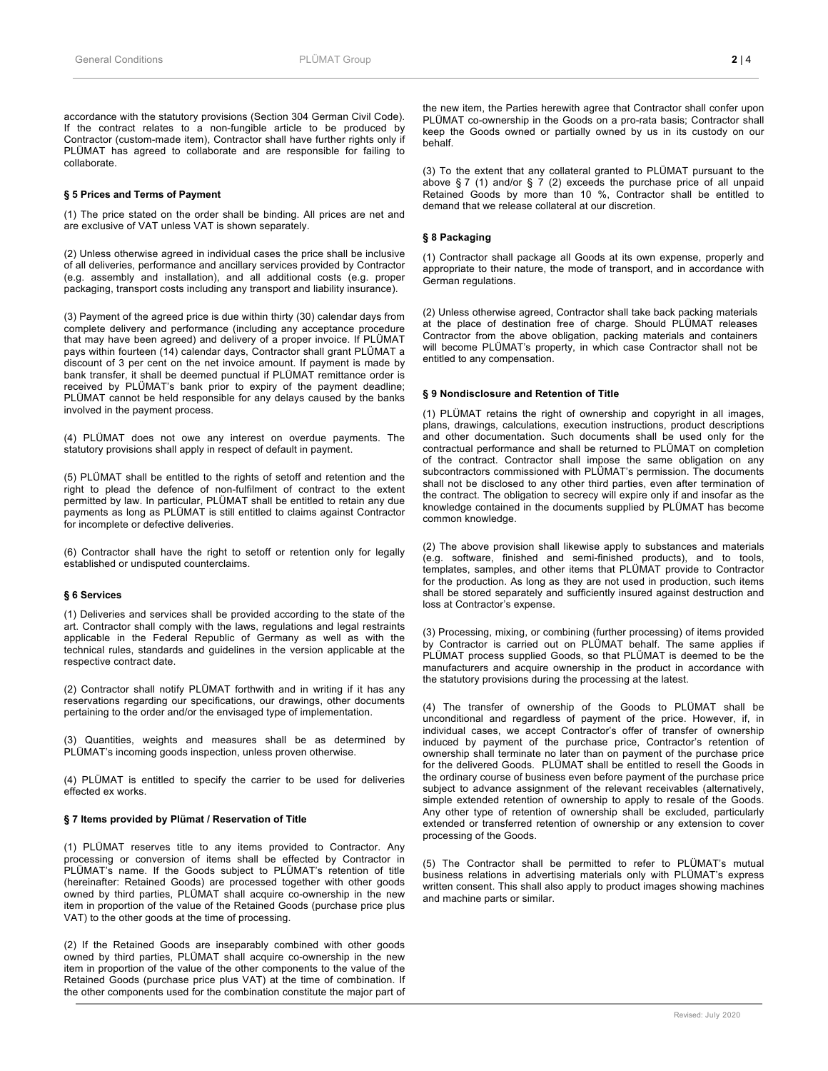accordance with the statutory provisions (Section 304 German Civil Code). If the contract relates to a non-fungible article to be produced by Contractor (custom-made item), Contractor shall have further rights only if PLÜMAT has agreed to collaborate and are responsible for failing to collaborate.

#### § 5 Prices and Terms of Payment

(1) The price stated on the order shall be binding. All prices are net and are exclusive of VAT unless VAT is shown separately.

(2) Unless otherwise agreed in individual cases the price shall be inclusive of all deliveries, performance and ancillary services provided by Contractor (e.g. assembly and installation), and all additional costs (e.g. proper packaging, transport costs including any transport and liability insurance).

(3) Payment of the agreed price is due within thirty (30) calendar days from complete delivery and performance (including any acceptance procedure that may have been agreed) and delivery of a proper invoice. If PLÜMAT pays within fourteen (14) calendar days, Contractor shall grant PLÜMAT a discount of 3 per cent on the net invoice amount. If payment is made by bank transfer, it shall be deemed punctual if PLÜMAT remittance order is received by PLÜMAT's bank prior to expiry of the payment deadline; PLÜMAT cannot be held responsible for any delays caused by the banks involved in the payment process.

(4) PLÜMAT does not owe any interest on overdue payments. The statutory provisions shall apply in respect of default in payment.

(5) PLÜMAT shall be entitled to the rights of setoff and retention and the right to plead the defence of non-fulfilment of contract to the extent permitted by law. In particular, PLÜMAT shall be entitled to retain any due payments as long as PLÜMAT is still entitled to claims against Contractor for incomplete or defective deliveries.

(6) Contractor shall have the right to setoff or retention only for legally established or undisputed counterclaims.

#### § 6 Services

(1) Deliveries and services shall be provided according to the state of the art. Contractor shall comply with the laws, regulations and legal restraints applicable in the Federal Republic of Germany as well as with the technical rules, standards and guidelines in the version applicable at the respective contract date.

(2) Contractor shall notify PLÜMAT forthwith and in writing if it has any reservations regarding our specifications, our drawings, other documents pertaining to the order and/or the envisaged type of implementation.

(3) Quantities, weights and measures shall be as determined by PLÜMAT's incoming goods inspection, unless proven otherwise.

(4) PLÜMAT is entitled to specify the carrier to be used for deliveries effected ex works.

#### § 7 Items provided by Plümat / Reservation of Title

(1) PLÜMAT reserves title to any items provided to Contractor. Any processing or conversion of items shall be effected by Contractor in PLÜMAT's name. If the Goods subject to PLÜMAT's retention of title (hereinafter: Retained Goods) are processed together with other goods owned by third parties, PLÜMAT shall acquire co-ownership in the new item in proportion of the value of the Retained Goods (purchase price plus VAT) to the other goods at the time of processing.

(2) If the Retained Goods are inseparably combined with other goods owned by third parties, PLÜMAT shall acquire co-ownership in the new item in proportion of the value of the other components to the value of the Retained Goods (purchase price plus VAT) at the time of combination. If the other components used for the combination constitute the major part of the new item, the Parties herewith agree that Contractor shall confer upon PLÜMAT co-ownership in the Goods on a pro-rata basis; Contractor shall keep the Goods owned or partially owned by us in its custody on our behalf.

(3) To the extent that any collateral granted to PLÜMAT pursuant to the above § 7 (1) and/or § 7 (2) exceeds the purchase price of all unpaid Retained Goods by more than 10 %, Contractor shall be entitled to demand that we release collateral at our discretion.

#### § 8 Packaging

(1) Contractor shall package all Goods at its own expense, properly and appropriate to their nature, the mode of transport, and in accordance with German regulations.

(2) Unless otherwise agreed, Contractor shall take back packing materials at the place of destination free of charge. Should PLÜMAT releases Contractor from the above obligation, packing materials and containers will become PLÜMAT's property, in which case Contractor shall not be entitled to any compensation.

#### § 9 Nondisclosure and Retention of Title

(1) PLÜMAT retains the right of ownership and copyright in all images, plans, drawings, calculations, execution instructions, product descriptions and other documentation. Such documents shall be used only for the contractual performance and shall be returned to PLÜMAT on completion of the contract. Contractor shall impose the same obligation on any subcontractors commissioned with PLÜMAT's permission. The documents shall not be disclosed to any other third parties, even after termination of the contract. The obligation to secrecy will expire only if and insofar as the knowledge contained in the documents supplied by PLÜMAT has become common knowledge.

(2) The above provision shall likewise apply to substances and materials (e.g. software, finished and semi-finished products), and to tools, templates, samples, and other items that PLÜMAT provide to Contractor for the production. As long as they are not used in production, such items shall be stored separately and sufficiently insured against destruction and loss at Contractor's expense.

(3) Processing, mixing, or combining (further processing) of items provided by Contractor is carried out on PLÜMAT behalf. The same applies if PLÜMAT process supplied Goods, so that PLÜMAT is deemed to be the manufacturers and acquire ownership in the product in accordance with the statutory provisions during the processing at the latest.

(4) The transfer of ownership of the Goods to PLÜMAT shall be unconditional and regardless of payment of the price. However, if, in individual cases, we accept Contractor's offer of transfer of ownership induced by payment of the purchase price, Contractor's retention of ownership shall terminate no later than on payment of the purchase price for the delivered Goods. PLÜMAT shall be entitled to resell the Goods in the ordinary course of business even before payment of the purchase price subject to advance assignment of the relevant receivables (alternatively, simple extended retention of ownership to apply to resale of the Goods. Any other type of retention of ownership shall be excluded, particularly extended or transferred retention of ownership or any extension to cover processing of the Goods.

(5) The Contractor shall be permitted to refer to PLÜMAT's mutual business relations in advertising materials only with PLÜMAT's express written consent. This shall also apply to product images showing machines and machine parts or similar.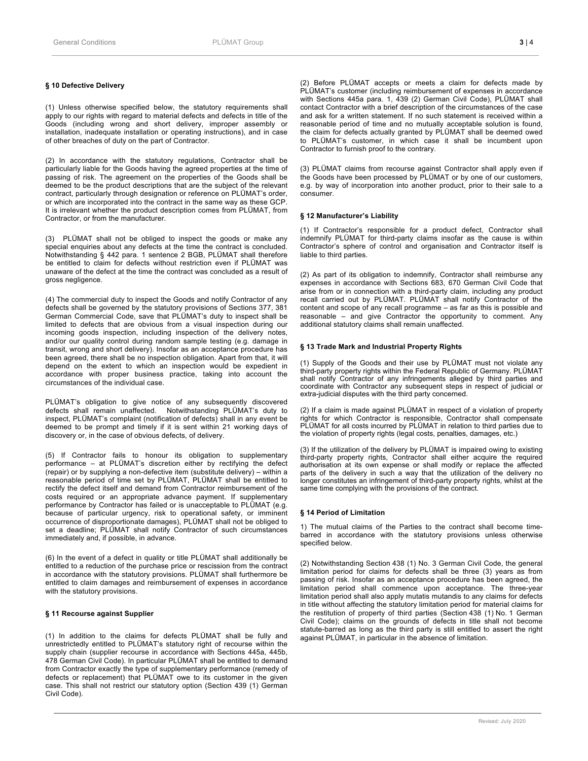### § 10 Defective Delivery

(1) Unless otherwise specified below, the statutory requirements shall apply to our rights with regard to material defects and defects in title of the Goods (including wrong and short delivery, improper assembly or installation, inadequate installation or operating instructions), and in case of other breaches of duty on the part of Contractor.

(2) In accordance with the statutory regulations, Contractor shall be particularly liable for the Goods having the agreed properties at the time of passing of risk. The agreement on the properties of the Goods shall be deemed to be the product descriptions that are the subject of the relevant contract, particularly through designation or reference on PLÜMAT's order, or which are incorporated into the contract in the same way as these GCP. It is irrelevant whether the product description comes from PLÜMAT, from Contractor, or from the manufacturer.

(3) PLÜMAT shall not be obliged to inspect the goods or make any special enquiries about any defects at the time the contract is concluded. Notwithstanding § 442 para. 1 sentence 2 BGB, PLÜMAT shall therefore be entitled to claim for defects without restriction even if PLÜMAT was unaware of the defect at the time the contract was concluded as a result of gross negligence.

(4) The commercial duty to inspect the Goods and notify Contractor of any defects shall be governed by the statutory provisions of Sections 377, 381 German Commercial Code, save that PLÜMAT's duty to inspect shall be limited to defects that are obvious from a visual inspection during our incoming goods inspection, including inspection of the delivery notes, and/or our quality control during random sample testing (e.g. damage in transit, wrong and short delivery). Insofar as an acceptance procedure has been agreed, there shall be no inspection obligation. Apart from that, it will depend on the extent to which an inspection would be expedient in accordance with proper business practice, taking into account the circumstances of the individual case.

PLÜMAT's obligation to give notice of any subsequently discovered defects shall remain unaffected. Notwithstanding PLÜMAT's duty to inspect, PLÜMAT's complaint (notification of defects) shall in any event be deemed to be prompt and timely if it is sent within 21 working days of discovery or, in the case of obvious defects, of delivery.

(5) If Contractor fails to honour its obligation to supplementary performance – at PLÜMAT's discretion either by rectifying the defect (repair) or by supplying a non-defective item (substitute delivery) – within a reasonable period of time set by PLÜMAT, PLÜMAT shall be entitled to rectify the defect itself and demand from Contractor reimbursement of the costs required or an appropriate advance payment. If supplementary performance by Contractor has failed or is unacceptable to PLÜMAT (e.g. because of particular urgency, risk to operational safety, or imminent occurrence of disproportionate damages), PLÜMAT shall not be obliged to set a deadline; PLÜMAT shall notify Contractor of such circumstances immediately and, if possible, in advance.

(6) In the event of a defect in quality or title PLÜMAT shall additionally be entitled to a reduction of the purchase price or rescission from the contract in accordance with the statutory provisions. PLÜMAT shall furthermore be entitled to claim damages and reimbursement of expenses in accordance with the statutory provisions.

### § 11 Recourse against Supplier

(1) In addition to the claims for defects PLÜMAT shall be fully and unrestrictedly entitled to PLÜMAT's statutory right of recourse within the supply chain (supplier recourse in accordance with Sections 445a, 445b, 478 German Civil Code). In particular PLÜMAT shall be entitled to demand from Contractor exactly the type of supplementary performance (remedy of defects or replacement) that PLÜMAT owe to its customer in the given case. This shall not restrict our statutory option (Section 439 (1) German Civil Code).

(2) Before PLÜMAT accepts or meets a claim for defects made by PLÜMAT's customer (including reimbursement of expenses in accordance with Sections 445a para. 1, 439 (2) German Civil Code), PLÜMAT shall contact Contractor with a brief description of the circumstances of the case and ask for a written statement. If no such statement is received within a reasonable period of time and no mutually acceptable solution is found, the claim for defects actually granted by PLÜMAT shall be deemed owed to PLÜMAT's customer, in which case it shall be incumbent upon Contractor to furnish proof to the contrary.

(3) PLÜMAT claims from recourse against Contractor shall apply even if the Goods have been processed by PLÜMAT or by one of our customers, e.g. by way of incorporation into another product, prior to their sale to a consumer.

### § 12 Manufacturer's Liability

(1) If Contractor's responsible for a product defect, Contractor shall indemnify PLÜMAT for third-party claims insofar as the cause is within Contractor's sphere of control and organisation and Contractor itself is liable to third parties.

(2) As part of its obligation to indemnify, Contractor shall reimburse any expenses in accordance with Sections 683, 670 German Civil Code that arise from or in connection with a third-party claim, including any product recall carried out by PLÜMAT. PLÜMAT shall notify Contractor of the content and scope of any recall programme – as far as this is possible and reasonable – and give Contractor the opportunity to comment. Any additional statutory claims shall remain unaffected.

### § 13 Trade Mark and Industrial Property Rights

(1) Supply of the Goods and their use by PLÜMAT must not violate any third-party property rights within the Federal Republic of Germany. PLÜMAT shall notify Contractor of any infringements alleged by third parties and coordinate with Contractor any subsequent steps in respect of judicial or extra-judicial disputes with the third party concerned.

(2) If a claim is made against PLÜMAT in respect of a violation of property rights for which Contractor is responsible, Contractor shall compensate PLÜMAT for all costs incurred by PLÜMAT in relation to third parties due to the violation of property rights (legal costs, penalties, damages, etc.)

(3) If the utilization of the delivery by PLÜMAT is impaired owing to existing third-party property rights, Contractor shall either acquire the required authorisation at its own expense or shall modify or replace the affected parts of the delivery in such a way that the utilization of the delivery no longer constitutes an infringement of third-party property rights, whilst at the same time complying with the provisions of the contract.

### § 14 Period of Limitation

1) The mutual claims of the Parties to the contract shall become time-barred in accordance with the statutory provisions unless otherwise specified below.

(2) Notwithstanding Section 438 (1) No. 3 German Civil Code, the general limitation period for claims for defects shall be three (3) years as from passing of risk. Insofar as an acceptance procedure has been agreed, the limitation period shall commence upon acceptance. The three-year limitation period shall also apply mutatis mutandis to any claims for defects in title without affecting the statutory limitation period for material claims for the restitution of property of third parties (Section 438 (1) No. 1 German Civil Code); claims on the grounds of defects in title shall not become statute-barred as long as the third party is still entitled to assert the right against PLÜMAT, in particular in the absence of limitation.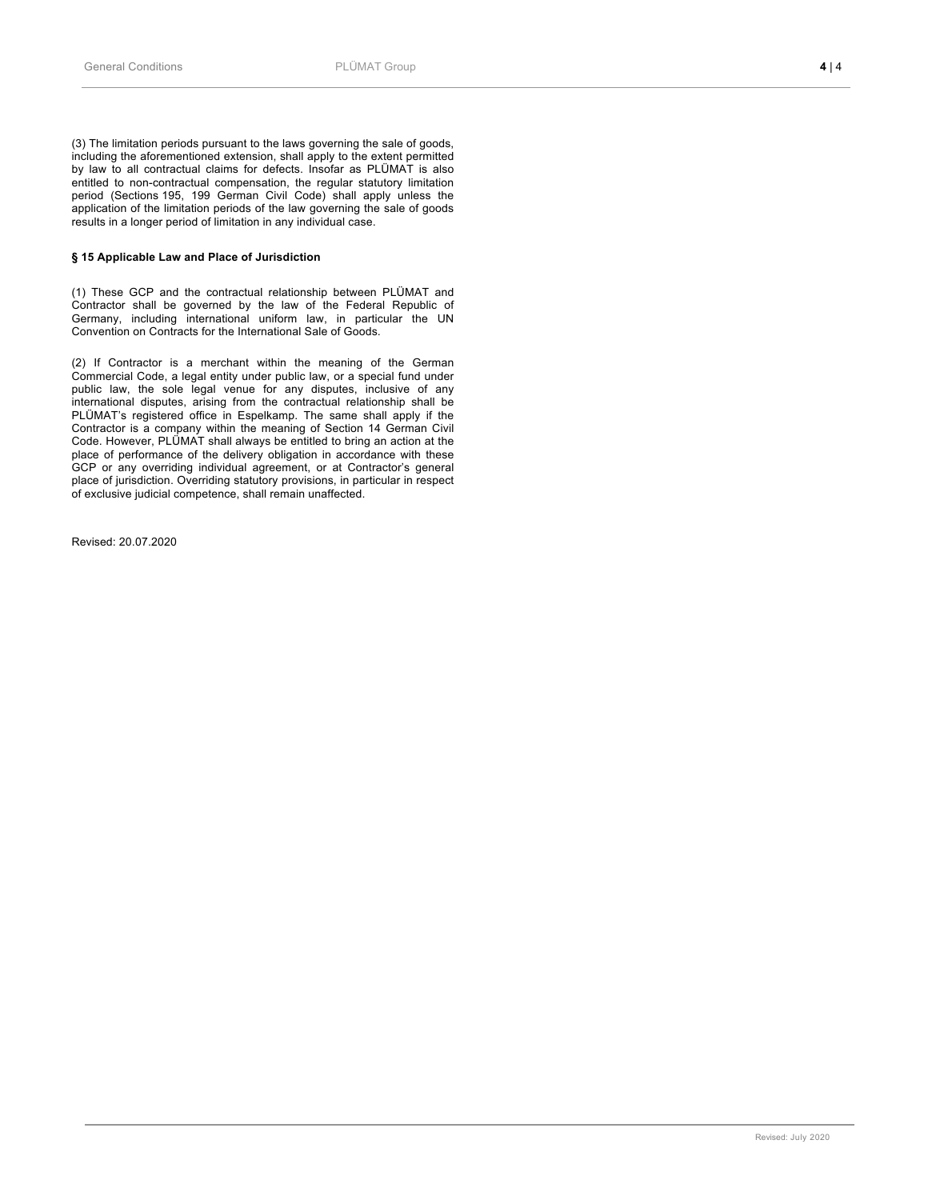(3) The limitation periods pursuant to the laws governing the sale of goods, including the aforementioned extension, shall apply to the extent permitted by law to all contractual claims for defects. Insofar as PLÜMAT is also entitled to non-contractual compensation, the regular statutory limitation period (Sections 195, 199 German Civil Code) shall apply unless the application of the limitation periods of the law governing the sale of goods results in a longer period of limitation in any individual case.

### § 15 Applicable Law and Place of Jurisdiction

(1) These GCP and the contractual relationship between PLÜMAT and Contractor shall be governed by the law of the Federal Republic of Germany, including international uniform law, in particular the UN Convention on Contracts for the International Sale of Goods.

(2) If Contractor is a merchant within the meaning of the German Commercial Code, a legal entity under public law, or a special fund under public law, the sole legal venue for any disputes, inclusive of any international disputes, arising from the contractual relationship shall be PLÜMAT's registered office in Espelkamp. The same shall apply if the Contractor is a company within the meaning of Section 14 German Civil Code. However, PLÜMAT shall always be entitled to bring an action at the place of performance of the delivery obligation in accordance with these GCP or any overriding individual agreement, or at Contractor's general place of jurisdiction. Overriding statutory provisions, in particular in respect of exclusive judicial competence, shall remain unaffected.

Revised: 20.07.2020